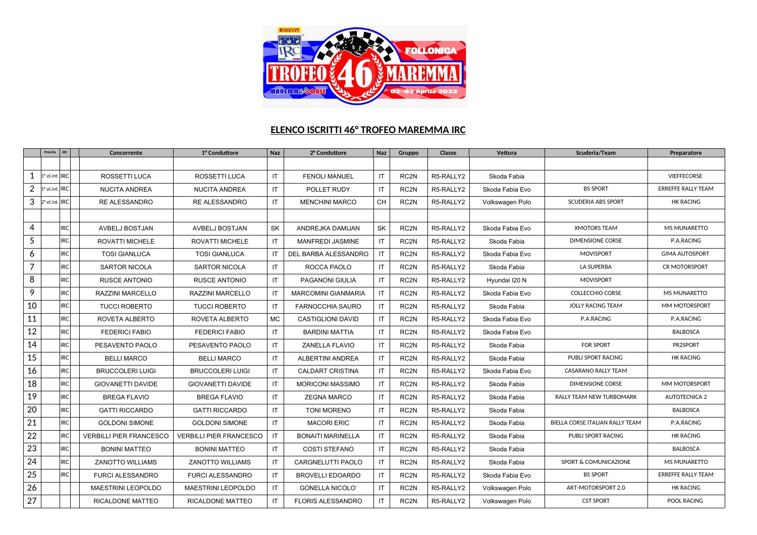## ELENCO ISCRITTI 46° TROFEO MAREMMA IRC

| | Priorità | IRC | | Concorrente | 1° Conduttore | Naz | 2° Conduttore | Naz | Gruppo | Classe | Vettura | Scuderia/Team | Preparatore |
|---|---|---|---|---|---|---|---|---|---|---|---|---|---|
| | | | | | | | | | | | | | |
| 1 | 1° el.int. | IRC | | ROSSETTI LUCA | ROSSETTI LUCA | IT | FENOLI MANUEL | IT | RC2N | R5-RALLY2 | Skoda Fabia | | VIEFFECORSE |
| 2 | 1° el.int. | IRC | | NUCITA ANDREA | NUCITA ANDREA | IT | POLLET RUDY | IT | RC2N | R5-RALLY2 | Skoda Fabia Evo | BS SPORT | ERREFFE RALLY TEAM |
| 3 | 2° el.int. | IRC | | RE ALESSANDRO | RE ALESSANDRO | IT | MENCHINI MARCO | CH | RC2N | R5-RALLY2 | Volkswagen Polo | SCUDERIA ABS SPORT | HK RACING |
| | | | | | | | | | | | | | |
| 4 | | IRC | | AVBELJ BOSTJAN | AVBELJ BOSTJAN | SK | ANDREJKA DAMIJAN | SK | RC2N | R5-RALLY2 | Skoda Fabia Evo | XMOTORS TEAM | MS MUNARETTO |
| 5 | | IRC | | ROVATTI MICHELE | ROVATTI MICHELE | IT | MANFREDI JASMINE | IT | RC2N | R5-RALLY2 | Skoda Fabia | DIMENSIONE CORSE | P.A.RACING |
| 6 | | IRC | | TOSI GIANLUCA | TOSI GIANLUCA | IT | DEL BARBA ALESSANDRO | IT | RC2N | R5-RALLY2 | Skoda Fabia Evo | MOVISPORT | GIMA AUTOSPORT |
| 7 | | IRC | | SARTOR NICOLA | SARTOR NICOLA | IT | ROCCA PAOLO | IT | RC2N | R5-RALLY2 | Skoda Fabia | LA SUPERBA | CR MOTORSPORT |
| 8 | | IRC | | RUSCE ANTONIO | RUSCE ANTONIO | IT | PAGANONI GIULIA | IT | RC2N | R5-RALLY2 | Hyundai I20 N | MOVISPORT | |
| 9 | | IRC | | RAZZINI MARCELLO | RAZZINI MARCELLO | IT | MARCOMINI GIANMARIA | IT | RC2N | R5-RALLY2 | Skoda Fabia Evo | COLLECCHIO CORSE | MS MUNARETTO |
| 10 | | IRC | | TUCCI ROBERTO | TUCCI ROBERTO | IT | FARNOCCHIA SAURO | IT | RC2N | R5-RALLY2 | Skoda Fabia | JOLLY RACING TEAM | MM MOTORSPORT |
| 11 | | IRC | | ROVETA ALBERTO | ROVETA ALBERTO | MC | CASTIGLIONI DAVID | IT | RC2N | R5-RALLY2 | Skoda Fabia Evo | P.A.RACING | P.A.RACING |
| 12 | | IRC | | FEDERICI FABIO | FEDERICI FABIO | IT | BARDINI MATTIA | IT | RC2N | R5-RALLY2 | Skoda Fabia Evo | | BALBOSCA |
| 14 | | IRC | | PESAVENTO PAOLO | PESAVENTO PAOLO | IT | ZANELLA FLAVIO | IT | RC2N | R5-RALLY2 | Skoda Fabia | FOR SPORT | PR2SPORT |
| 15 | | IRC | | BELLI MARCO | BELLI MARCO | IT | ALBERTINI ANDREA | IT | RC2N | R5-RALLY2 | Skoda Fabia | PUBLI SPORT RACING | HK RACING |
| 16 | | IRC | | BRUCCOLERI LUIGI | BRUCCOLERI LUIGI | IT | CALDART CRISTINA | IT | RC2N | R5-RALLY2 | Skoda Fabia Evo | CASARANO RALLY TEAM | |
| 18 | | IRC | | GIOVANETTI DAVIDE | GIOVANETTI DAVIDE | IT | MORICONI MASSIMO | IT | RC2N | R5-RALLY2 | Skoda Fabia | DIMENSIONE CORSE | MM MOTORSPORT |
| 19 | | IRC | | BREGA FLAVIO | BREGA FLAVIO | IT | ZEGNA MARCO | IT | RC2N | R5-RALLY2 | Skoda Fabia | RALLY TEAM NEW TURBOMARK | AUTOTECNICA 2 |
| 20 | | IRC | | GATTI RICCARDO | GATTI RICCARDO | IT | TONI MORENO | IT | RC2N | R5-RALLY2 | Skoda Fabia | | BALBOSCA |
| 21 | | IRC | | GOLDONI SIMONE | GOLDONI SIMONE | IT | MACORI ERIC | IT | RC2N | R5-RALLY2 | Skoda Fabia | BIELLA CORSE ITALIAN RALLY TEAM | P.A.RACING |
| 22 | | IRC | | VERBILLI PIER FRANCESCO | VERBILLI PIER FRANCESCO | IT | BONAITI MARINELLA | IT | RC2N | R5-RALLY2 | Skoda Fabia | PUBLI SPORT RACING | HK RACING |
| 23 | | IRC | | BONINI MATTEO | BONINI MATTEO | IT | COSTI STEFANO | IT | RC2N | R5-RALLY2 | Skoda Fabia | | BALBOSCA |
| 24 | | IRC | | ZANOTTO WILLIAMS | ZANOTTO WILLIAMS | IT | CARGNELUTTI PAOLO | IT | RC2N | R5-RALLY2 | Skoda Fabia | SPORT & COMUNICAZIONE | MS MUNARETTO |
| 25 | | IRC | | FURCI ALESSANDRO | FURCI ALESSANDRO | IT | BROVELLI EDOARDO | IT | RC2N | R5-RALLY2 | Skoda Fabia Evo | BS SPORT | ERREFFE RALLY TEAM |
| 26 | | | | MAESTRINI LEOPOLDO | MAESTRINI LEOPOLDO | IT | GONELLA NICOLO' | IT | RC2N | R5-RALLY2 | Volkswagen Polo | ART-MOTORSPORT 2.0 | HK RACING |
| 27 | | | | RICALDONE MATTEO | RICALDONE MATTEO | IT | FLORIS ALESSANDRO | IT | RC2N | R5-RALLY2 | Volkswagen Polo | CST SPORT | POOL RACING |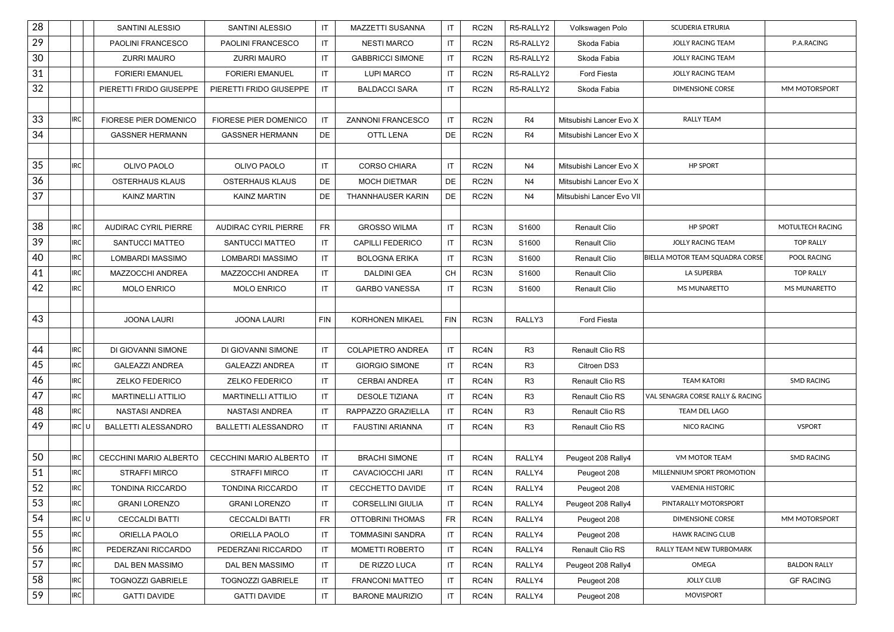| 28 | | | SANTINI ALESSIO | SANTINI ALESSIO | IT | MAZZETTI SUSANNA | IT | RC2N | R5-RALLY2 | Volkswagen Polo | SCUDERIA ETRURIA | |
|---|---|---|---|---|---|---|---|---|---|---|---|---|
| 29 | | | PAOLINI FRANCESCO | PAOLINI FRANCESCO | IT | NESTI MARCO | IT | RC2N | R5-RALLY2 | Skoda Fabia | JOLLY RACING TEAM | P.A.RACING |
| 30 | | | ZURRI MAURO | ZURRI MAURO | IT | GABBRICCI SIMONE | IT | RC2N | R5-RALLY2 | Skoda Fabia | JOLLY RACING TEAM | |
| 31 | | | FORIERI EMANUEL | FORIERI EMANUEL | IT | LUPI MARCO | IT | RC2N | R5-RALLY2 | Ford Fiesta | JOLLY RACING TEAM | |
| 32 | | | PIERETTI FRIDO GIUSEPPE | PIERETTI FRIDO GIUSEPPE | IT | BALDACCI SARA | IT | RC2N | R5-RALLY2 | Skoda Fabia | DIMENSIONE CORSE | MM MOTORSPORT |
| | | | | | | | | | | | | |
| 33 | IRC | | FIORESE PIER DOMENICO | FIORESE PIER DOMENICO | IT | ZANNONI FRANCESCO | IT | RC2N | R4 | Mitsubishi Lancer Evo X | RALLY TEAM | |
| 34 | | | GASSNER HERMANN | GASSNER HERMANN | DE | OTTL LENA | DE | RC2N | R4 | Mitsubishi Lancer Evo X | | |
| | | | | | | | | | | | | |
| 35 | IRC | | OLIVO PAOLO | OLIVO PAOLO | IT | CORSO CHIARA | IT | RC2N | N4 | Mitsubishi Lancer Evo X | HP SPORT | |
| 36 | | | OSTERHAUS KLAUS | OSTERHAUS KLAUS | DE | MOCH DIETMAR | DE | RC2N | N4 | Mitsubishi Lancer Evo X | | |
| 37 | | | KAINZ MARTIN | KAINZ MARTIN | DE | THANNHAUSER KARIN | DE | RC2N | N4 | Mitsubishi Lancer Evo VII | | |
| | | | | | | | | | | | | |
| 38 | IRC | | AUDIRAC CYRIL PIERRE | AUDIRAC CYRIL PIERRE | FR | GROSSO WILMA | IT | RC3N | S1600 | Renault Clio | HP SPORT | MOTULTECH RACING |
| 39 | IRC | | SANTUCCI MATTEO | SANTUCCI MATTEO | IT | CAPILLI FEDERICO | IT | RC3N | S1600 | Renault Clio | JOLLY RACING TEAM | TOP RALLY |
| 40 | IRC | | LOMBARDI MASSIMO | LOMBARDI MASSIMO | IT | BOLOGNA ERIKA | IT | RC3N | S1600 | Renault Clio | BIELLA MOTOR TEAM SQUADRA CORSE | POOL RACING |
| 41 | IRC | | MAZZOCCHI ANDREA | MAZZOCCHI ANDREA | IT | DALDINI GEA | CH | RC3N | S1600 | Renault Clio | LA SUPERBA | TOP RALLY |
| 42 | IRC | | MOLO ENRICO | MOLO ENRICO | IT | GARBO VANESSA | IT | RC3N | S1600 | Renault Clio | MS MUNARETTO | MS MUNARETTO |
| | | | | | | | | | | | | |
| 43 | | | JOONA LAURI | JOONA LAURI | FIN | KORHONEN MIKAEL | FIN | RC3N | RALLY3 | Ford Fiesta | | |
| | | | | | | | | | | | | |
| 44 | IRC | | DI GIOVANNI SIMONE | DI GIOVANNI SIMONE | IT | COLAPIETRO ANDREA | IT | RC4N | R3 | Renault Clio RS | | |
| 45 | IRC | | GALEAZZI ANDREA | GALEAZZI ANDREA | IT | GIORGIO SIMONE | IT | RC4N | R3 | Citroen DS3 | | |
| 46 | IRC | | ZELKO FEDERICO | ZELKO FEDERICO | IT | CERBAI ANDREA | IT | RC4N | R3 | Renault Clio RS | TEAM KATORI | SMD RACING |
| 47 | IRC | | MARTINELLI ATTILIO | MARTINELLI ATTILIO | IT | DESOLE TIZIANA | IT | RC4N | R3 | Renault Clio RS | VAL SENAGRA CORSE RALLY & RACING | |
| 48 | IRC | | NASTASI ANDREA | NASTASI ANDREA | IT | RAPPAZZO GRAZIELLA | IT | RC4N | R3 | Renault Clio RS | TEAM DEL LAGO | |
| 49 | IRC | U | BALLETTI ALESSANDRO | BALLETTI ALESSANDRO | IT | FAUSTINI ARIANNA | IT | RC4N | R3 | Renault Clio RS | NICO RACING | VSPORT |
| | | | | | | | | | | | | |
| 50 | IRC | | CECCHINI MARIO ALBERTO | CECCHINI MARIO ALBERTO | IT | BRACHI SIMONE | IT | RC4N | RALLY4 | Peugeot 208 Rally4 | VM MOTOR TEAM | SMD RACING |
| 51 | IRC | | STRAFFI MIRCO | STRAFFI MIRCO | IT | CAVACIOCCHI JARI | IT | RC4N | RALLY4 | Peugeot 208 | MILLENNIUM SPORT PROMOTION | |
| 52 | IRC | | TONDINA RICCARDO | TONDINA RICCARDO | IT | CECCHETTO DAVIDE | IT | RC4N | RALLY4 | Peugeot 208 | VAEMENIA HISTORIC | |
| 53 | IRC | | GRANI LORENZO | GRANI LORENZO | IT | CORSELLINI GIULIA | IT | RC4N | RALLY4 | Peugeot 208 Rally4 | PINTARALLY MOTORSPORT | |
| 54 | IRC | U | CECCALDI BATTI | CECCALDI BATTI | FR | OTTOBRINI THOMAS | FR | RC4N | RALLY4 | Peugeot 208 | DIMENSIONE CORSE | MM MOTORSPORT |
| 55 | IRC | | ORIELLA PAOLO | ORIELLA PAOLO | IT | TOMMASINI SANDRA | IT | RC4N | RALLY4 | Peugeot 208 | HAWK RACING CLUB | |
| 56 | IRC | | PEDERZANI RICCARDO | PEDERZANI RICCARDO | IT | MOMETTI ROBERTO | IT | RC4N | RALLY4 | Renault Clio RS | RALLY TEAM NEW TURBOMARK | |
| 57 | IRC | | DAL BEN MASSIMO | DAL BEN MASSIMO | IT | DE RIZZO LUCA | IT | RC4N | RALLY4 | Peugeot 208 Rally4 | OMEGA | BALDON RALLY |
| 58 | IRC | | TOGNOZZI GABRIELE | TOGNOZZI GABRIELE | IT | FRANCONI MATTEO | IT | RC4N | RALLY4 | Peugeot 208 | JOLLY CLUB | GF RACING |
| 59 | IRC | | GATTI DAVIDE | GATTI DAVIDE | IT | BARONE MAURIZIO | IT | RC4N | RALLY4 | Peugeot 208 | MOVISPORT | |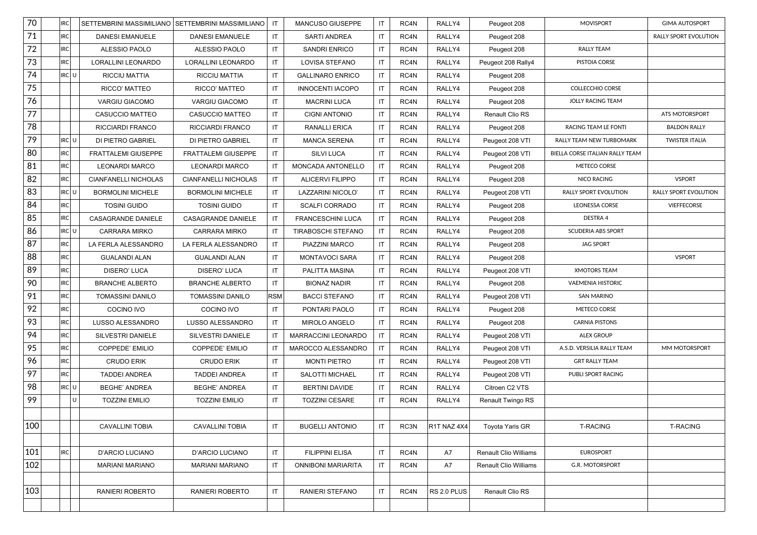| | | | | | | | | | | | | | |
|---|---|---|---|---|---|---|---|---|---|---|---|---|---|
| 70 | | IRC | | SETTEMBRINI MASSIMILIANO | SETTEMBRINI MASSIMILIANO | IT | MANCUSO GIUSEPPE | IT | RC4N | RALLY4 | Peugeot 208 | MOVISPORT | GIMA AUTOSPORT |
| 71 | | IRC | | DANESI EMANUELE | DANESI EMANUELE | IT | SARTI ANDREA | IT | RC4N | RALLY4 | Peugeot 208 | | RALLY SPORT EVOLUTION |
| 72 | | IRC | | ALESSIO PAOLO | ALESSIO PAOLO | IT | SANDRI ENRICO | IT | RC4N | RALLY4 | Peugeot 208 | RALLY TEAM | |
| 73 | | IRC | | LORALLINI LEONARDO | LORALLINI LEONARDO | IT | LOVISA STEFANO | IT | RC4N | RALLY4 | Peugeot 208 Rally4 | PISTOIA CORSE | |
| 74 | | IRC | U | RICCIU MATTIA | RICCIU MATTIA | IT | GALLINARO ENRICO | IT | RC4N | RALLY4 | Peugeot 208 | | |
| 75 | | | | RICCO' MATTEO | RICCO' MATTEO | IT | INNOCENTI IACOPO | IT | RC4N | RALLY4 | Peugeot 208 | COLLECCHIO CORSE | |
| 76 | | | | VARGIU GIACOMO | VARGIU GIACOMO | IT | MACRINI LUCA | IT | RC4N | RALLY4 | Peugeot 208 | JOLLY RACING TEAM | |
| 77 | | | | CASUCCIO MATTEO | CASUCCIO MATTEO | IT | CIGNI ANTONIO | IT | RC4N | RALLY4 | Renault Clio RS | | ATS MOTORSPORT |
| 78 | | | | RICCIARDI FRANCO | RICCIARDI FRANCO | IT | RANALLI ERICA | IT | RC4N | RALLY4 | Peugeot 208 | RACING TEAM LE FONTI | BALDON RALLY |
| 79 | | IRC | U | DI PIETRO GABRIEL | DI PIETRO GABRIEL | IT | MANCA SERENA | IT | RC4N | RALLY4 | Peugeot 208 VTI | RALLY TEAM NEW TURBOMARK | TWISTER ITALIA |
| 80 | | IRC | | FRATTALEMI GIUSEPPE | FRATTALEMI GIUSEPPE | IT | SILVI LUCA | IT | RC4N | RALLY4 | Peugeot 208 VTI | BIELLA CORSE ITALIAN RALLY TEAM | |
| 81 | | IRC | | LEONARDI MARCO | LEONARDI MARCO | IT | MONCADA ANTONELLO | IT | RC4N | RALLY4 | Peugeot 208 | METECO CORSE | |
| 82 | | IRC | | CIANFANELLI NICHOLAS | CIANFANELLI NICHOLAS | IT | ALICERVI FILIPPO | IT | RC4N | RALLY4 | Peugeot 208 | NICO RACING | VSPORT |
| 83 | | IRC | U | BORMOLINI MICHELE | BORMOLINI MICHELE | IT | LAZZARINI NICOLO' | IT | RC4N | RALLY4 | Peugeot 208 VTI | RALLY SPORT EVOLUTION | RALLY SPORT EVOLUTION |
| 84 | | IRC | | TOSINI GUIDO | TOSINI GUIDO | IT | SCALFI CORRADO | IT | RC4N | RALLY4 | Peugeot 208 | LEONESSA CORSE | VIEFFECORSE |
| 85 | | IRC | | CASAGRANDE DANIELE | CASAGRANDE DANIELE | IT | FRANCESCHINI LUCA | IT | RC4N | RALLY4 | Peugeot 208 | DESTRA 4 | |
| 86 | | IRC | U | CARRARA MIRKO | CARRARA MIRKO | IT | TIRABOSCHI STEFANO | IT | RC4N | RALLY4 | Peugeot 208 | SCUDERIA ABS SPORT | |
| 87 | | IRC | | LA FERLA ALESSANDRO | LA FERLA ALESSANDRO | IT | PIAZZINI MARCO | IT | RC4N | RALLY4 | Peugeot 208 | JAG SPORT | |
| 88 | | IRC | | GUALANDI ALAN | GUALANDI ALAN | IT | MONTAVOCI SARA | IT | RC4N | RALLY4 | Peugeot 208 | | VSPORT |
| 89 | | IRC | | DISERO' LUCA | DISERO' LUCA | IT | PALITTA MASINA | IT | RC4N | RALLY4 | Peugeot 208 VTI | XMOTORS TEAM | |
| 90 | | IRC | | BRANCHE ALBERTO | BRANCHE ALBERTO | IT | BIONAZ NADIR | IT | RC4N | RALLY4 | Peugeot 208 | VAEMENIA HISTORIC | |
| 91 | | IRC | | TOMASSINI DANILO | TOMASSINI DANILO | RSM | BACCI STEFANO | IT | RC4N | RALLY4 | Peugeot 208 VTI | SAN MARINO | |
| 92 | | IRC | | COCINO IVO | COCINO IVO | IT | PONTARI PAOLO | IT | RC4N | RALLY4 | Peugeot 208 | METECO CORSE | |
| 93 | | IRC | | LUSSO ALESSANDRO | LUSSO ALESSANDRO | IT | MIROLO ANGELO | IT | RC4N | RALLY4 | Peugeot 208 | CARNIA PISTONS | |
| 94 | | IRC | | SILVESTRI DANIELE | SILVESTRI DANIELE | IT | MARRACCINI LEONARDO | IT | RC4N | RALLY4 | Peugeot 208 VTI | ALEX GROUP | |
| 95 | | IRC | | COPPEDE' EMILIO | COPPEDE' EMILIO | IT | MAROCCO ALESSANDRO | IT | RC4N | RALLY4 | Peugeot 208 VTI | A.S.D. VERSILIA RALLY TEAM | MM MOTORSPORT |
| 96 | | IRC | | CRUDO ERIK | CRUDO ERIK | IT | MONTI PIETRO | IT | RC4N | RALLY4 | Peugeot 208 VTI | GRT RALLY TEAM | |
| 97 | | IRC | | TADDEI ANDREA | TADDEI ANDREA | IT | SALOTTI MICHAEL | IT | RC4N | RALLY4 | Peugeot 208 VTI | PUBLI SPORT RACING | |
| 98 | | IRC | U | BEGHE' ANDREA | BEGHE' ANDREA | IT | BERTINI DAVIDE | IT | RC4N | RALLY4 | Citroen C2 VTS | | |
| 99 | | | U | TOZZINI EMILIO | TOZZINI EMILIO | IT | TOZZINI CESARE | IT | RC4N | RALLY4 | Renault Twingo RS | | |
| | | | | | | | | | | | | | |
| 100 | | | | CAVALLINI TOBIA | CAVALLINI TOBIA | IT | BUGELLI ANTONIO | IT | RC3N | R1T NAZ 4X4 | Toyota Yaris GR | T-RACING | T-RACING |
| | | | | | | | | | | | | | |
| 101 | | IRC | | D'ARCIO LUCIANO | D'ARCIO LUCIANO | IT | FILIPPINI ELISA | IT | RC4N | A7 | Renault Clio Williams | EUROSPORT | |
| 102 | | | | MARIANI MARIANO | MARIANI MARIANO | IT | ONNIBONI MARIARITA | IT | RC4N | A7 | Renault Clio Williams | G.R. MOTORSPORT | |
| | | | | | | | | | | | | | |
| 103 | | | | RANIERI ROBERTO | RANIERI ROBERTO | IT | RANIERI STEFANO | IT | RC4N | RS 2.0 PLUS | Renault Clio RS | | |
| | | | | | | | | | | | | | |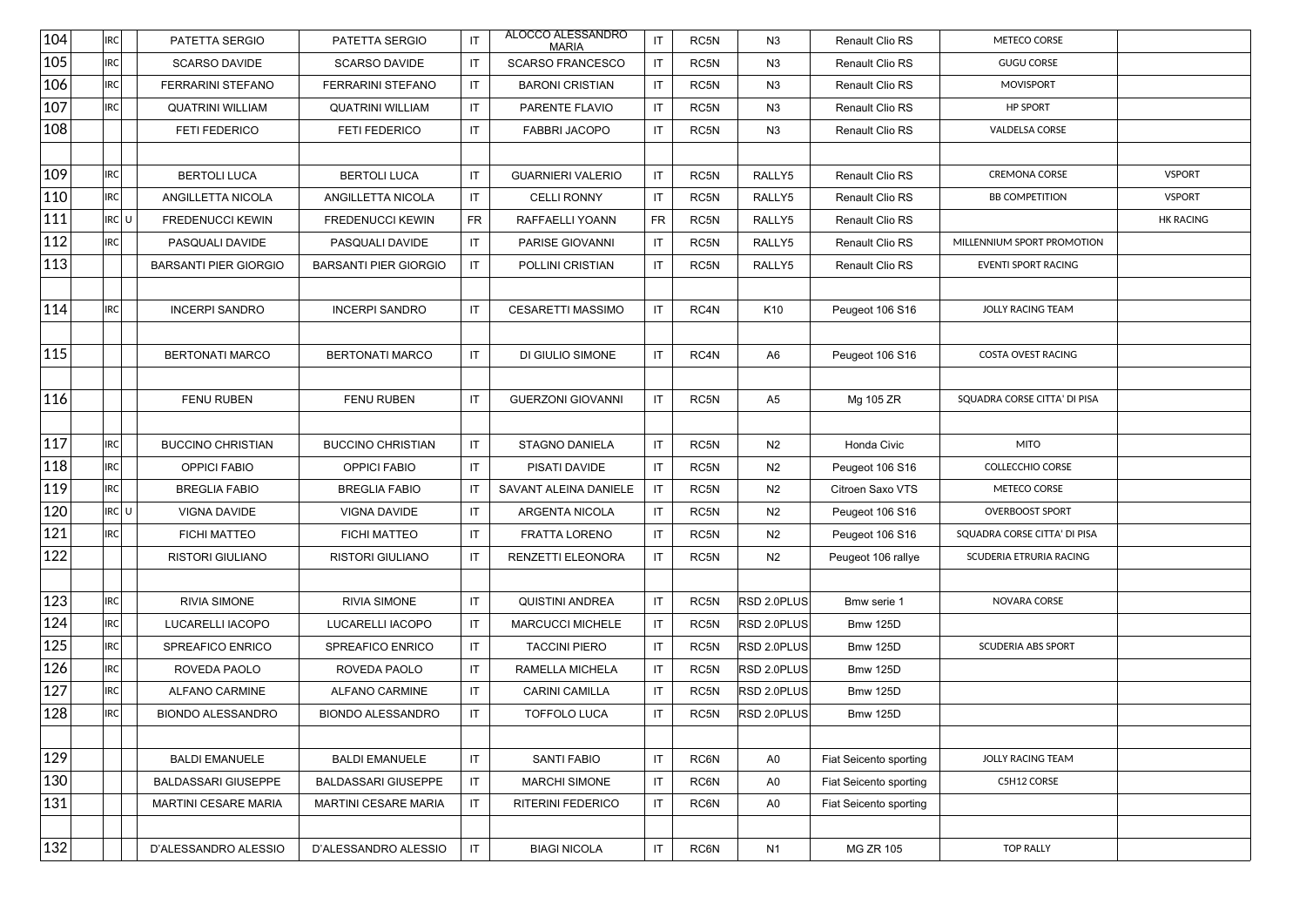| | | | | | | | | | | | | | |
|---|---|---|---|---|---|---|---|---|---|---|---|---|---|
| 104 | IRC | | PATETTA SERGIO | PATETTA SERGIO | IT | ALOCCO ALESSANDRO MARIA | IT | RC5N | N3 | Renault Clio RS | METECO CORSE | |
| 105 | IRC | | SCARSO DAVIDE | SCARSO DAVIDE | IT | SCARSO FRANCESCO | IT | RC5N | N3 | Renault Clio RS | GUGU CORSE | |
| 106 | IRC | | FERRARINI STEFANO | FERRARINI STEFANO | IT | BARONI CRISTIAN | IT | RC5N | N3 | Renault Clio RS | MOVISPORT | |
| 107 | IRC | | QUATRINI WILLIAM | QUATRINI WILLIAM | IT | PARENTE FLAVIO | IT | RC5N | N3 | Renault Clio RS | HP SPORT | |
| 108 | | | FETI FEDERICO | FETI FEDERICO | IT | FABBRI JACOPO | IT | RC5N | N3 | Renault Clio RS | VALDELSA CORSE | |
| | | | | | | | | | | | | |
| 109 | IRC | | BERTOLI LUCA | BERTOLI LUCA | IT | GUARNIERI VALERIO | IT | RC5N | RALLY5 | Renault Clio RS | CREMONA CORSE | VSPORT |
| 110 | IRC | | ANGILLETTA NICOLA | ANGILLETTA NICOLA | IT | CELLI RONNY | IT | RC5N | RALLY5 | Renault Clio RS | BB COMPETITION | VSPORT |
| 111 | IRC | U | FREDENUCCI KEWIN | FREDENUCCI KEWIN | FR | RAFFAELLI YOANN | FR | RC5N | RALLY5 | Renault Clio RS | | HK RACING |
| 112 | IRC | | PASQUALI DAVIDE | PASQUALI DAVIDE | IT | PARISE GIOVANNI | IT | RC5N | RALLY5 | Renault Clio RS | MILLENNIUM SPORT PROMOTION | |
| 113 | | | BARSANTI PIER GIORGIO | BARSANTI PIER GIORGIO | IT | POLLINI CRISTIAN | IT | RC5N | RALLY5 | Renault Clio RS | EVENTI SPORT RACING | |
| | | | | | | | | | | | | |
| 114 | IRC | | INCERPI SANDRO | INCERPI SANDRO | IT | CESARETTI MASSIMO | IT | RC4N | K10 | Peugeot 106 S16 | JOLLY RACING TEAM | |
| | | | | | | | | | | | | |
| 115 | | | BERTONATI MARCO | BERTONATI MARCO | IT | DI GIULIO SIMONE | IT | RC4N | A6 | Peugeot 106 S16 | COSTA OVEST RACING | |
| | | | | | | | | | | | | |
| 116 | | | FENU RUBEN | FENU RUBEN | IT | GUERZONI GIOVANNI | IT | RC5N | A5 | Mg 105 ZR | SQUADRA CORSE CITTA' DI PISA | |
| | | | | | | | | | | | | |
| 117 | IRC | | BUCCINO CHRISTIAN | BUCCINO CHRISTIAN | IT | STAGNO DANIELA | IT | RC5N | N2 | Honda Civic | MITO | |
| 118 | IRC | | OPPICI FABIO | OPPICI FABIO | IT | PISATI DAVIDE | IT | RC5N | N2 | Peugeot 106 S16 | COLLECCHIO CORSE | |
| 119 | IRC | | BREGLIA FABIO | BREGLIA FABIO | IT | SAVANT ALEINA DANIELE | IT | RC5N | N2 | Citroen Saxo VTS | METECO CORSE | |
| 120 | IRC | U | VIGNA DAVIDE | VIGNA DAVIDE | IT | ARGENTA NICOLA | IT | RC5N | N2 | Peugeot 106 S16 | OVERBOOST SPORT | |
| 121 | IRC | | FICHI MATTEO | FICHI MATTEO | IT | FRATTA LORENO | IT | RC5N | N2 | Peugeot 106 S16 | SQUADRA CORSE CITTA' DI PISA | |
| 122 | | | RISTORI GIULIANO | RISTORI GIULIANO | IT | RENZETTI ELEONORA | IT | RC5N | N2 | Peugeot 106 rallye | SCUDERIA ETRURIA RACING | |
| | | | | | | | | | | | | |
| 123 | IRC | | RIVIA SIMONE | RIVIA SIMONE | IT | QUISTINI ANDREA | IT | RC5N | RSD 2.0PLUS | Bmw serie 1 | NOVARA CORSE | |
| 124 | IRC | | LUCARELLI IACOPO | LUCARELLI IACOPO | IT | MARCUCCI MICHELE | IT | RC5N | RSD 2.0PLUS | Bmw 125D | | |
| 125 | IRC | | SPREAFICO ENRICO | SPREAFICO ENRICO | IT | TACCINI PIERO | IT | RC5N | RSD 2.0PLUS | Bmw 125D | SCUDERIA ABS SPORT | |
| 126 | IRC | | ROVEDA PAOLO | ROVEDA PAOLO | IT | RAMELLA MICHELA | IT | RC5N | RSD 2.0PLUS | Bmw 125D | | |
| 127 | IRC | | ALFANO CARMINE | ALFANO CARMINE | IT | CARINI CAMILLA | IT | RC5N | RSD 2.0PLUS | Bmw 125D | | |
| 128 | IRC | | BIONDO ALESSANDRO | BIONDO ALESSANDRO | IT | TOFFOLO LUCA | IT | RC5N | RSD 2.0PLUS | Bmw 125D | | |
| | | | | | | | | | | | | |
| 129 | | | BALDI EMANUELE | BALDI EMANUELE | IT | SANTI FABIO | IT | RC6N | A0 | Fiat Seicento sporting | JOLLY RACING TEAM | |
| 130 | | | BALDASSARI GIUSEPPE | BALDASSARI GIUSEPPE | IT | MARCHI SIMONE | IT | RC6N | A0 | Fiat Seicento sporting | C5H12 CORSE | |
| 131 | | | MARTINI CESARE MARIA | MARTINI CESARE MARIA | IT | RITERINI FEDERICO | IT | RC6N | A0 | Fiat Seicento sporting | | |
| | | | | | | | | | | | | |
| 132 | | | D'ALESSANDRO ALESSIO | D'ALESSANDRO ALESSIO | IT | BIAGI NICOLA | IT | RC6N | N1 | MG ZR 105 | TOP RALLY | |